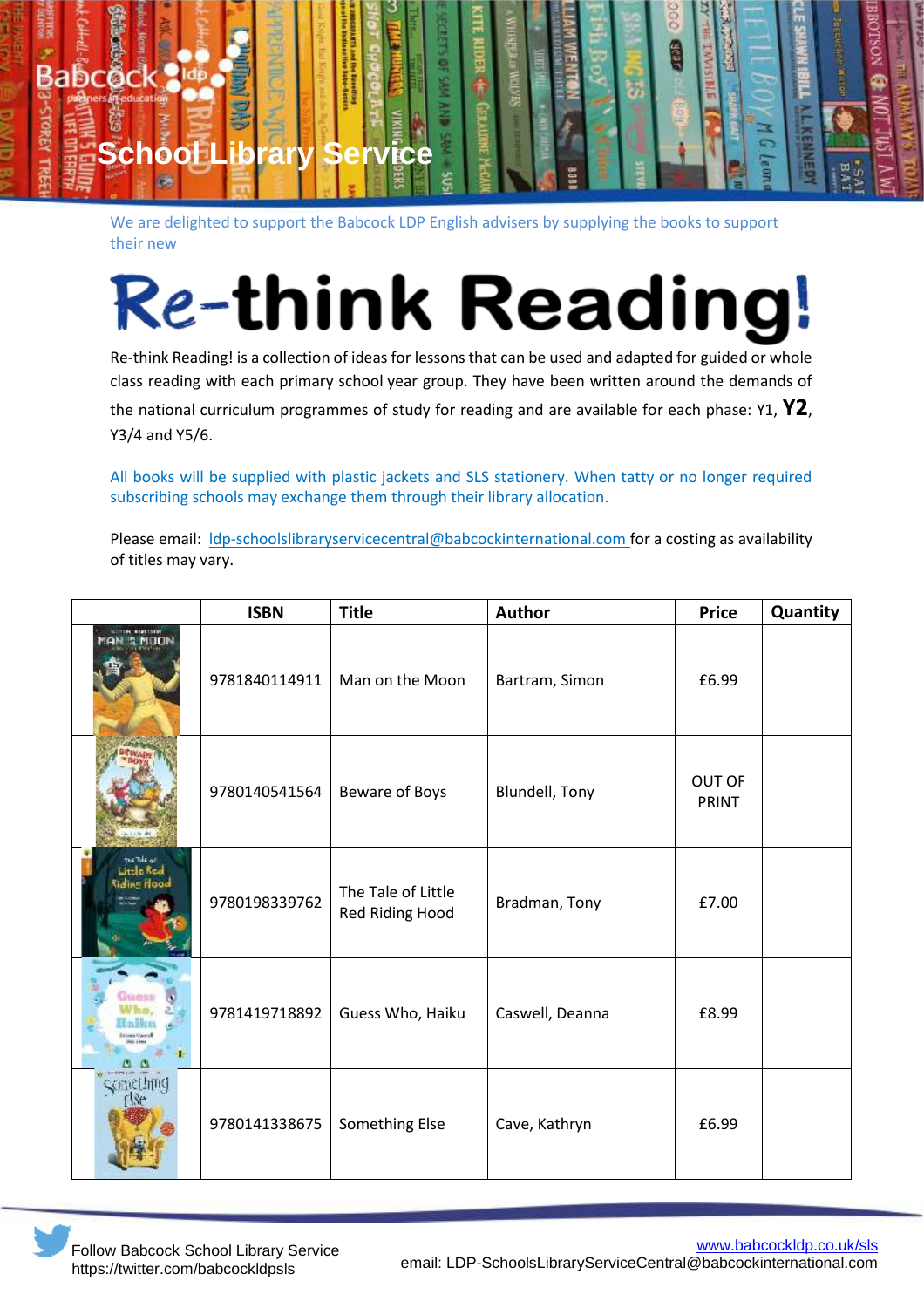# School Library Service

We are delighted to support the Babcock LDP English advisers by supplying the books to support their new

# Re-think Reading!

Re-think Reading! is a collection of ideas for lessons that can be used and adapted for guided or whole class reading with each primary school year group. They have been written around the demands of the national curriculum programmes of study for reading and are available for each phase: Y1, **Y2**, Y3/4 and Y5/6.

All books will be supplied with plastic jackets and SLS stationery. When tatty or no longer required subscribing schools may exchange them through their library allocation.

Please email: ldp-schoolslibraryservicecentral@babcockinternational.com for a costing as availability of titles may vary.

| | ISBN | Title | Author | Price | Quantity |
|---|---|---|---|---|---|
| | 9781840114911 | Man on the Moon | Bartram, Simon | £6.99 | |
| | 9780140541564 | Beware of Boys | Blundell, Tony | OUT OF PRINT | |
| | 9780198339762 | The Tale of Little Red Riding Hood | Bradman, Tony | £7.00 | |
| | 9781419718892 | Guess Who, Haiku | Caswell, Deanna | £8.99 | |
| | 9780141338675 | Something Else | Cave, Kathryn | £6.99 | |

Follow Babcock School Library Service https://twitter.com/babcockldpsls

www.babcockldp.co.uk/sls
email: LDP-SchoolsLibraryServiceCentral@babcockinternational.com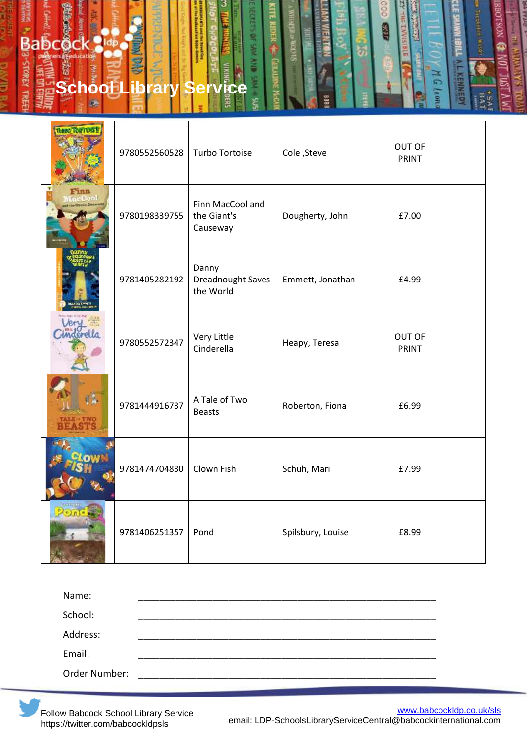# School Library Service

| | | | | | |
|---|---|---|---|---|---|
| | 9780552560528 | Turbo Tortoise | Cole ,Steve | OUT OF PRINT | |
| | 9780198339755 | Finn MacCool and the Giant's Causeway | Dougherty, John | £7.00 | |
| | 9781405282192 | Danny Dreadnought Saves the World | Emmett, Jonathan | £4.99 | |
| | 9780552572347 | Very Little Cinderella | Heapy, Teresa | OUT OF PRINT | |
| | 9781444916737 | A Tale of Two Beasts | Roberton, Fiona | £6.99 | |
| | 9781474704830 | Clown Fish | Schuh, Mari | £7.99 | |
| | 9781406251357 | Pond | Spilsbury, Louise | £8.99 | |

Name: ____________________________________________

School: ____________________________________________

Address: ____________________________________________

Email: ____________________________________________

Order Number: ____________________________________________

Follow Babcock School Library Service
https://twitter.com/babcockldpsls

www.babcockldp.co.uk/sls
email: LDP-SchoolsLibraryServiceCentral@babcockinternational.com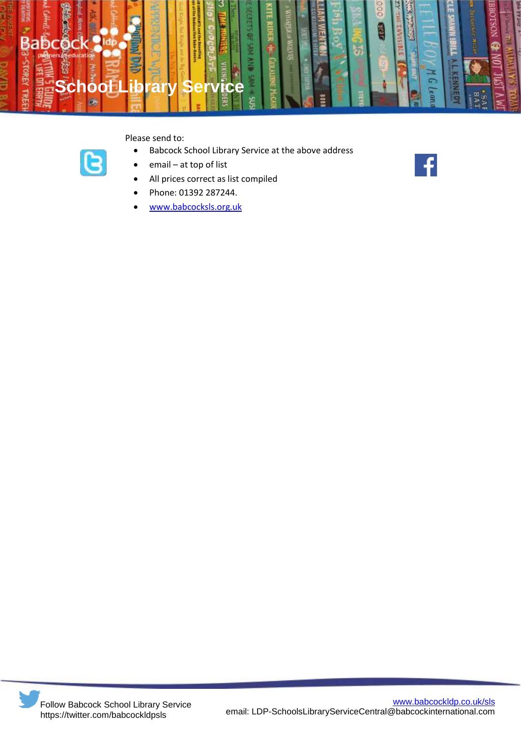# School Library Service

Please send to:

- Babcock School Library Service at the above address
- email – at top of list
- All prices correct as list compiled
- Phone: 01392 287244.
- www.babcocksls.org.uk

Follow Babcock School Library Service
https://twitter.com/babcockldpsls

www.babcockldp.co.uk/sls
email: LDP-SchoolsLibraryServiceCentral@babcockinternational.com